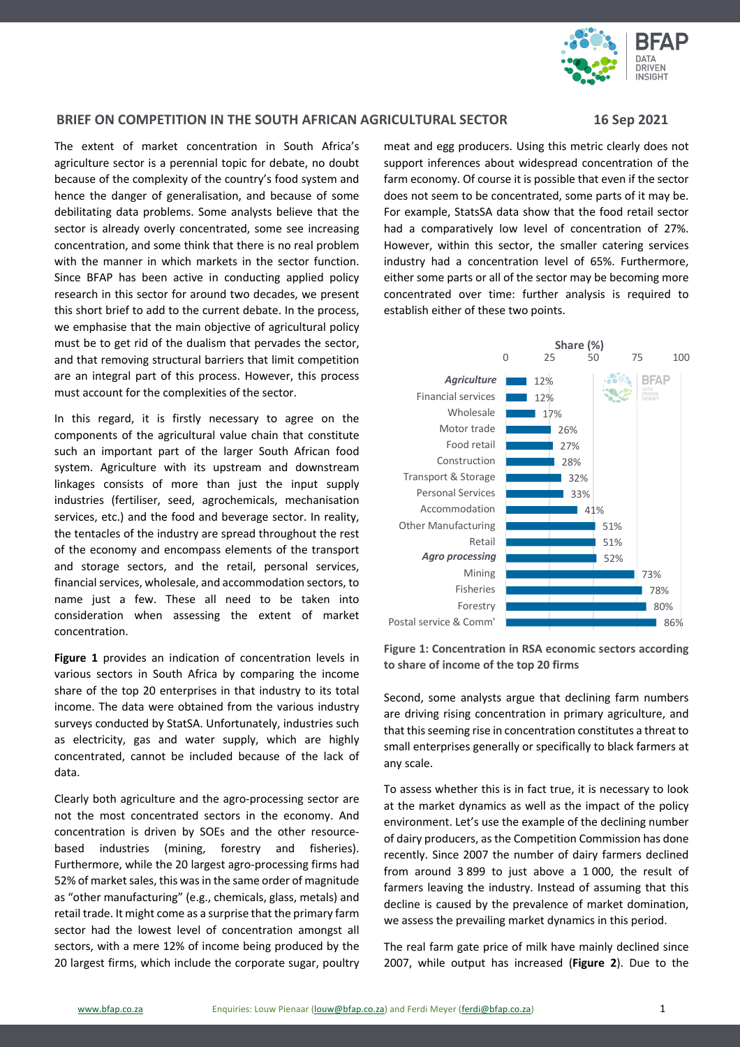## BRIEF ON COMPETITION IN THE SOUTH AFRICAN AGRICULTURAL SECTOR

**16 Sep 2021**

The extent of market concentration in South Africa's agriculture sector is a perennial topic for debate, no doubt because of the complexity of the country's food system and hence the danger of generalisation, and because of some debilitating data problems. Some analysts believe that the sector is already overly concentrated, some see increasing concentration, and some think that there is no real problem with the manner in which markets in the sector function. Since BFAP has been active in conducting applied policy research in this sector for around two decades, we present this short brief to add to the current debate. In the process, we emphasise that the main objective of agricultural policy must be to get rid of the dualism that pervades the sector, and that removing structural barriers that limit competition are an integral part of this process. However, this process must account for the complexities of the sector.

In this regard, it is firstly necessary to agree on the components of the agricultural value chain that constitute such an important part of the larger South African food system. Agriculture with its upstream and downstream linkages consists of more than just the input supply industries (fertiliser, seed, agrochemicals, mechanisation services, etc.) and the food and beverage sector. In reality, the tentacles of the industry are spread throughout the rest of the economy and encompass elements of the transport and storage sectors, and the retail, personal services, financial services, wholesale, and accommodation sectors, to name just a few. These all need to be taken into consideration when assessing the extent of market concentration.

**Figure 1** provides an indication of concentration levels in various sectors in South Africa by comparing the income share of the top 20 enterprises in that industry to its total income. The data were obtained from the various industry surveys conducted by StatSA. Unfortunately, industries such as electricity, gas and water supply, which are highly concentrated, cannot be included because of the lack of data.

Clearly both agriculture and the agro-processing sector are not the most concentrated sectors in the economy. And concentration is driven by SOEs and the other resource-based industries (mining, forestry and fisheries). Furthermore, while the 20 largest agro-processing firms had 52% of market sales, this was in the same order of magnitude as "other manufacturing" (e.g., chemicals, glass, metals) and retail trade. It might come as a surprise that the primary farm sector had the lowest level of concentration amongst all sectors, with a mere 12% of income being produced by the 20 largest firms, which include the corporate sugar, poultry meat and egg producers. Using this metric clearly does not support inferences about widespread concentration of the farm economy. Of course it is possible that even if the sector does not seem to be concentrated, some parts of it may be. For example, StatsSA data show that the food retail sector had a comparatively low level of concentration of 27%. However, within this sector, the smaller catering services industry had a concentration level of 65%. Furthermore, either some parts or all of the sector may be becoming more concentrated over time: further analysis is required to establish either of these two points.

| Sector | Share (%) |
|---|---|
| *Agriculture* | 12% |
| Financial services | 12% |
| Wholesale | 17% |
| Motor trade | 26% |
| Food retail | 27% |
| Construction | 28% |
| Transport & Storage | 32% |
| Personal Services | 33% |
| Accommodation | 41% |
| Other Manufacturing | 51% |
| Retail | 51% |
| *Agro processing* | 52% |
| Mining | 73% |
| Fisheries | 78% |
| Forestry | 80% |
| Postal service & Comm' | 86% |

**Figure 1: Concentration in RSA economic sectors according to share of income of the top 20 firms**

Second, some analysts argue that declining farm numbers are driving rising concentration in primary agriculture, and that this seeming rise in concentration constitutes a threat to small enterprises generally or specifically to black farmers at any scale.

To assess whether this is in fact true, it is necessary to look at the market dynamics as well as the impact of the policy environment. Let's use the example of the declining number of dairy producers, as the Competition Commission has done recently. Since 2007 the number of dairy farmers declined from around 3 899 to just above a 1 000, the result of farmers leaving the industry. Instead of assuming that this decline is caused by the prevalence of market domination, we assess the prevailing market dynamics in this period.

The real farm gate price of milk have mainly declined since 2007, while output has increased (**Figure 2**). Due to the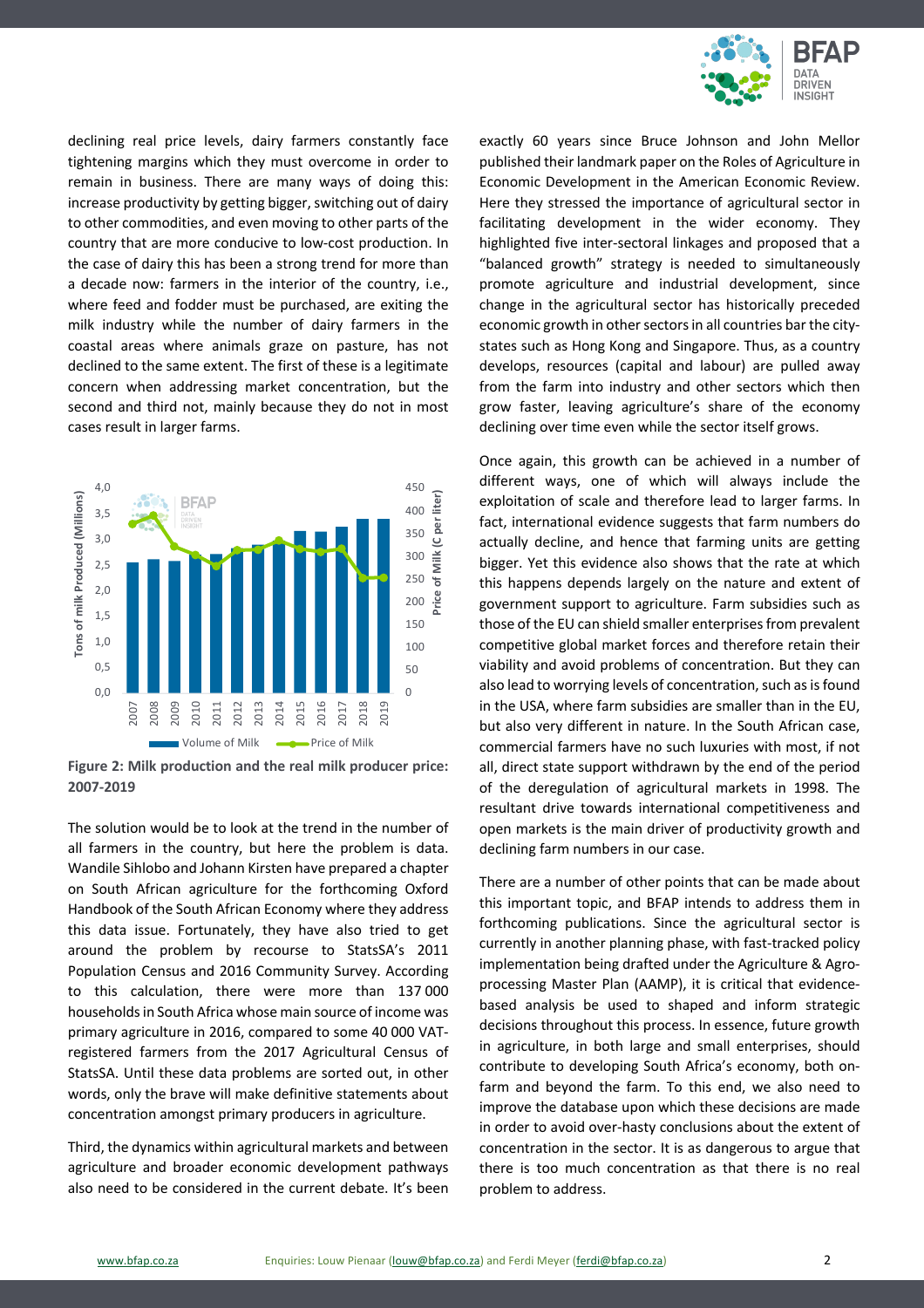declining real price levels, dairy farmers constantly face tightening margins which they must overcome in order to remain in business. There are many ways of doing this: increase productivity by getting bigger, switching out of dairy to other commodities, and even moving to other parts of the country that are more conducive to low-cost production. In the case of dairy this has been a strong trend for more than a decade now: farmers in the interior of the country, i.e., where feed and fodder must be purchased, are exiting the milk industry while the number of dairy farmers in the coastal areas where animals graze on pasture, has not declined to the same extent. The first of these is a legitimate concern when addressing market concentration, but the second and third not, mainly because they do not in most cases result in larger farms.

Tons of milk Produced (Millions)
4,0
3,5
3,0
2,5
2,0
1,5
1,0
0,5
0,0

Price of Milk (C per liter)
450
400
350
300
250
200
150
100
50
0

2007 2008 2009 2010 2011 2012 2013 2014 2015 2016 2017 2018 2019

BFAP DATA DRIVEN INSIGHT

Volume of Milk
Price of Milk

**Figure 2: Milk production and the real milk producer price: 2007-2019**

The solution would be to look at the trend in the number of all farmers in the country, but here the problem is data. Wandile Sihlobo and Johann Kirsten have prepared a chapter on South African agriculture for the forthcoming Oxford Handbook of the South African Economy where they address this data issue. Fortunately, they have also tried to get around the problem by recourse to StatsSA's 2011 Population Census and 2016 Community Survey. According to this calculation, there were more than 137 000 households in South Africa whose main source of income was primary agriculture in 2016, compared to some 40 000 VAT-registered farmers from the 2017 Agricultural Census of StatsSA. Until these data problems are sorted out, in other words, only the brave will make definitive statements about concentration amongst primary producers in agriculture.

Third, the dynamics within agricultural markets and between agriculture and broader economic development pathways also need to be considered in the current debate. It's been exactly 60 years since Bruce Johnson and John Mellor published their landmark paper on the Roles of Agriculture in Economic Development in the American Economic Review. Here they stressed the importance of agricultural sector in facilitating development in the wider economy. They highlighted five inter-sectoral linkages and proposed that a "balanced growth" strategy is needed to simultaneously promote agriculture and industrial development, since change in the agricultural sector has historically preceded economic growth in other sectors in all countries bar the city-states such as Hong Kong and Singapore. Thus, as a country develops, resources (capital and labour) are pulled away from the farm into industry and other sectors which then grow faster, leaving agriculture's share of the economy declining over time even while the sector itself grows.

Once again, this growth can be achieved in a number of different ways, one of which will always include the exploitation of scale and therefore lead to larger farms. In fact, international evidence suggests that farm numbers do actually decline, and hence that farming units are getting bigger. Yet this evidence also shows that the rate at which this happens depends largely on the nature and extent of government support to agriculture. Farm subsidies such as those of the EU can shield smaller enterprises from prevalent competitive global market forces and therefore retain their viability and avoid problems of concentration. But they can also lead to worrying levels of concentration, such as is found in the USA, where farm subsidies are smaller than in the EU, but also very different in nature. In the South African case, commercial farmers have no such luxuries with most, if not all, direct state support withdrawn by the end of the period of the deregulation of agricultural markets in 1998. The resultant drive towards international competitiveness and open markets is the main driver of productivity growth and declining farm numbers in our case.

There are a number of other points that can be made about this important topic, and BFAP intends to address them in forthcoming publications. Since the agricultural sector is currently in another planning phase, with fast-tracked policy implementation being drafted under the Agriculture & Agro-processing Master Plan (AAMP), it is critical that evidence-based analysis be used to shaped and inform strategic decisions throughout this process. In essence, future growth in agriculture, in both large and small enterprises, should contribute to developing South Africa's economy, both on-farm and beyond the farm. To this end, we also need to improve the database upon which these decisions are made in order to avoid over-hasty conclusions about the extent of concentration in the sector. It is as dangerous to argue that there is too much concentration as that there is no real problem to address.

www.bfap.co.za Enquiries: Louw Pienaar (louw@bfap.co.za) and Ferdi Meyer (ferdi@bfap.co.za)